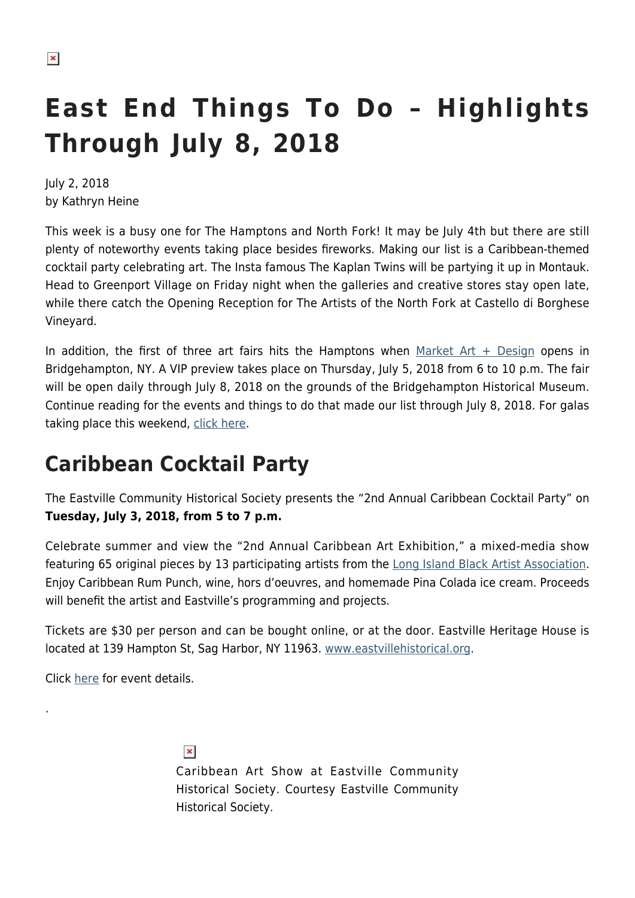# East End Things To Do – Highlights Through July 8, 2018

July 2, 2018
by Kathryn Heine

This week is a busy one for The Hamptons and North Fork! It may be July 4th but there are still plenty of noteworthy events taking place besides fireworks. Making our list is a Caribbean-themed cocktail party celebrating art. The Insta famous The Kaplan Twins will be partying it up in Montauk. Head to Greenport Village on Friday night when the galleries and creative stores stay open late, while there catch the Opening Reception for The Artists of the North Fork at Castello di Borghese Vineyard.

In addition, the first of three art fairs hits the Hamptons when Market Art + Design opens in Bridgehampton, NY. A VIP preview takes place on Thursday, July 5, 2018 from 6 to 10 p.m. The fair will be open daily through July 8, 2018 on the grounds of the Bridgehampton Historical Museum. Continue reading for the events and things to do that made our list through July 8, 2018. For galas taking place this weekend, click here.

## Caribbean Cocktail Party

The Eastville Community Historical Society presents the "2nd Annual Caribbean Cocktail Party" on **Tuesday, July 3, 2018, from 5 to 7 p.m.**

Celebrate summer and view the "2nd Annual Caribbean Art Exhibition," a mixed-media show featuring 65 original pieces by 13 participating artists from the Long Island Black Artist Association. Enjoy Caribbean Rum Punch, wine, hors d'oeuvres, and homemade Pina Colada ice cream. Proceeds will benefit the artist and Eastville's programming and projects.

Tickets are $30 per person and can be bought online, or at the door. Eastville Heritage House is located at 139 Hampton St, Sag Harbor, NY 11963. www.eastvillehistorical.org.

Click here for event details.

.

Caribbean Art Show at Eastville Community Historical Society. Courtesy Eastville Community Historical Society.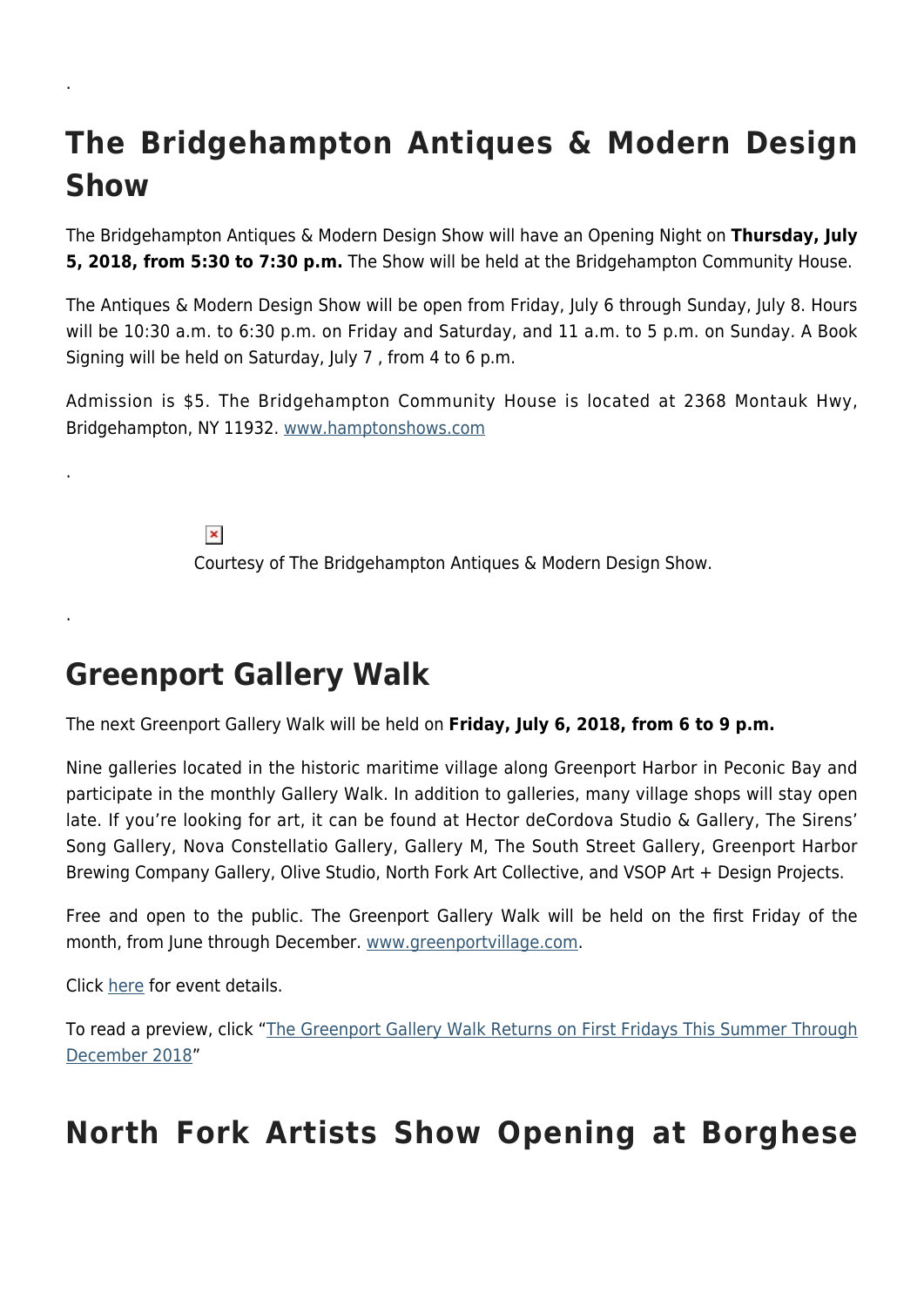.

## The Bridgehampton Antiques & Modern Design Show

The Bridgehampton Antiques & Modern Design Show will have an Opening Night on **Thursday, July 5, 2018, from 5:30 to 7:30 p.m.** The Show will be held at the Bridgehampton Community House.

The Antiques & Modern Design Show will be open from Friday, July 6 through Sunday, July 8. Hours will be 10:30 a.m. to 6:30 p.m. on Friday and Saturday, and 11 a.m. to 5 p.m. on Sunday. A Book Signing will be held on Saturday, July 7 , from 4 to 6 p.m.

Admission is $5. The Bridgehampton Community House is located at 2368 Montauk Hwy, Bridgehampton, NY 11932. www.hamptonshows.com

.

Courtesy of The Bridgehampton Antiques & Modern Design Show.

.

## Greenport Gallery Walk

The next Greenport Gallery Walk will be held on **Friday, July 6, 2018, from 6 to 9 p.m.**

Nine galleries located in the historic maritime village along Greenport Harbor in Peconic Bay and participate in the monthly Gallery Walk. In addition to galleries, many village shops will stay open late. If you're looking for art, it can be found at Hector deCordova Studio & Gallery, The Sirens' Song Gallery, Nova Constellatio Gallery, Gallery M, The South Street Gallery, Greenport Harbor Brewing Company Gallery, Olive Studio, North Fork Art Collective, and VSOP Art + Design Projects.

Free and open to the public. The Greenport Gallery Walk will be held on the first Friday of the month, from June through December. www.greenportvillage.com.

Click here for event details.

To read a preview, click "The Greenport Gallery Walk Returns on First Fridays This Summer Through December 2018"

## North Fork Artists Show Opening at Borghese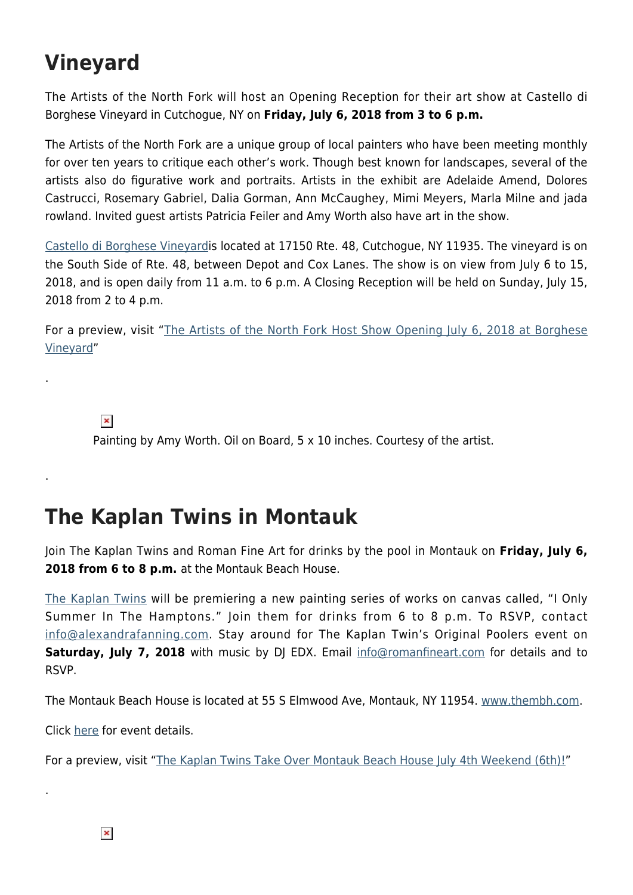## Vineyard

The Artists of the North Fork will host an Opening Reception for their art show at Castello di Borghese Vineyard in Cutchogue, NY on **Friday, July 6, 2018 from 3 to 6 p.m.**

The Artists of the North Fork are a unique group of local painters who have been meeting monthly for over ten years to critique each other's work. Though best known for landscapes, several of the artists also do figurative work and portraits. Artists in the exhibit are Adelaide Amend, Dolores Castrucci, Rosemary Gabriel, Dalia Gorman, Ann McCaughey, Mimi Meyers, Marla Milne and jada rowland. Invited guest artists Patricia Feiler and Amy Worth also have art in the show.

Castello di Borghese Vineyardis located at 17150 Rte. 48, Cutchogue, NY 11935. The vineyard is on the South Side of Rte. 48, between Depot and Cox Lanes. The show is on view from July 6 to 15, 2018, and is open daily from 11 a.m. to 6 p.m. A Closing Reception will be held on Sunday, July 15, 2018 from 2 to 4 p.m.

For a preview, visit "The Artists of the North Fork Host Show Opening July 6, 2018 at Borghese Vineyard"

.

Painting by Amy Worth. Oil on Board, 5 x 10 inches. Courtesy of the artist.

.

## The Kaplan Twins in Montauk

Join The Kaplan Twins and Roman Fine Art for drinks by the pool in Montauk on **Friday, July 6, 2018 from 6 to 8 p.m.** at the Montauk Beach House.

The Kaplan Twins will be premiering a new painting series of works on canvas called, "I Only Summer In The Hamptons." Join them for drinks from 6 to 8 p.m. To RSVP, contact info@alexandrafanning.com. Stay around for The Kaplan Twin's Original Poolers event on **Saturday, July 7, 2018** with music by DJ EDX. Email info@romanfineart.com for details and to RSVP.

The Montauk Beach House is located at 55 S Elmwood Ave, Montauk, NY 11954. www.thembh.com.

Click here for event details.

For a preview, visit "The Kaplan Twins Take Over Montauk Beach House July 4th Weekend (6th)!"

.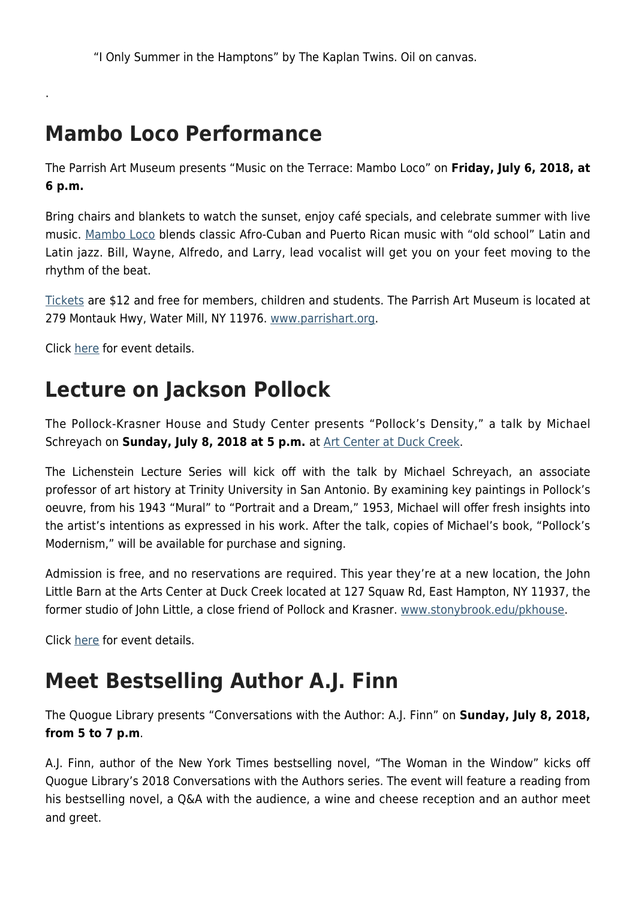"I Only Summer in the Hamptons" by The Kaplan Twins. Oil on canvas.

.

## Mambo Loco Performance

The Parrish Art Museum presents "Music on the Terrace: Mambo Loco" on **Friday, July 6, 2018, at 6 p.m.**

Bring chairs and blankets to watch the sunset, enjoy café specials, and celebrate summer with live music. Mambo Loco blends classic Afro-Cuban and Puerto Rican music with "old school" Latin and Latin jazz. Bill, Wayne, Alfredo, and Larry, lead vocalist will get you on your feet moving to the rhythm of the beat.

Tickets are $12 and free for members, children and students. The Parrish Art Museum is located at 279 Montauk Hwy, Water Mill, NY 11976. www.parrishart.org.

Click here for event details.

## Lecture on Jackson Pollock

The Pollock-Krasner House and Study Center presents "Pollock's Density," a talk by Michael Schreyach on **Sunday, July 8, 2018 at 5 p.m.** at Art Center at Duck Creek.

The Lichenstein Lecture Series will kick off with the talk by Michael Schreyach, an associate professor of art history at Trinity University in San Antonio. By examining key paintings in Pollock's oeuvre, from his 1943 "Mural" to "Portrait and a Dream," 1953, Michael will offer fresh insights into the artist's intentions as expressed in his work. After the talk, copies of Michael's book, "Pollock's Modernism," will be available for purchase and signing.

Admission is free, and no reservations are required. This year they're at a new location, the John Little Barn at the Arts Center at Duck Creek located at 127 Squaw Rd, East Hampton, NY 11937, the former studio of John Little, a close friend of Pollock and Krasner. www.stonybrook.edu/pkhouse.

Click here for event details.

## Meet Bestselling Author A.J. Finn

The Quogue Library presents "Conversations with the Author: A.J. Finn" on **Sunday, July 8, 2018, from 5 to 7 p.m**.

A.J. Finn, author of the New York Times bestselling novel, "The Woman in the Window" kicks off Quogue Library's 2018 Conversations with the Authors series. The event will feature a reading from his bestselling novel, a Q&A with the audience, a wine and cheese reception and an author meet and greet.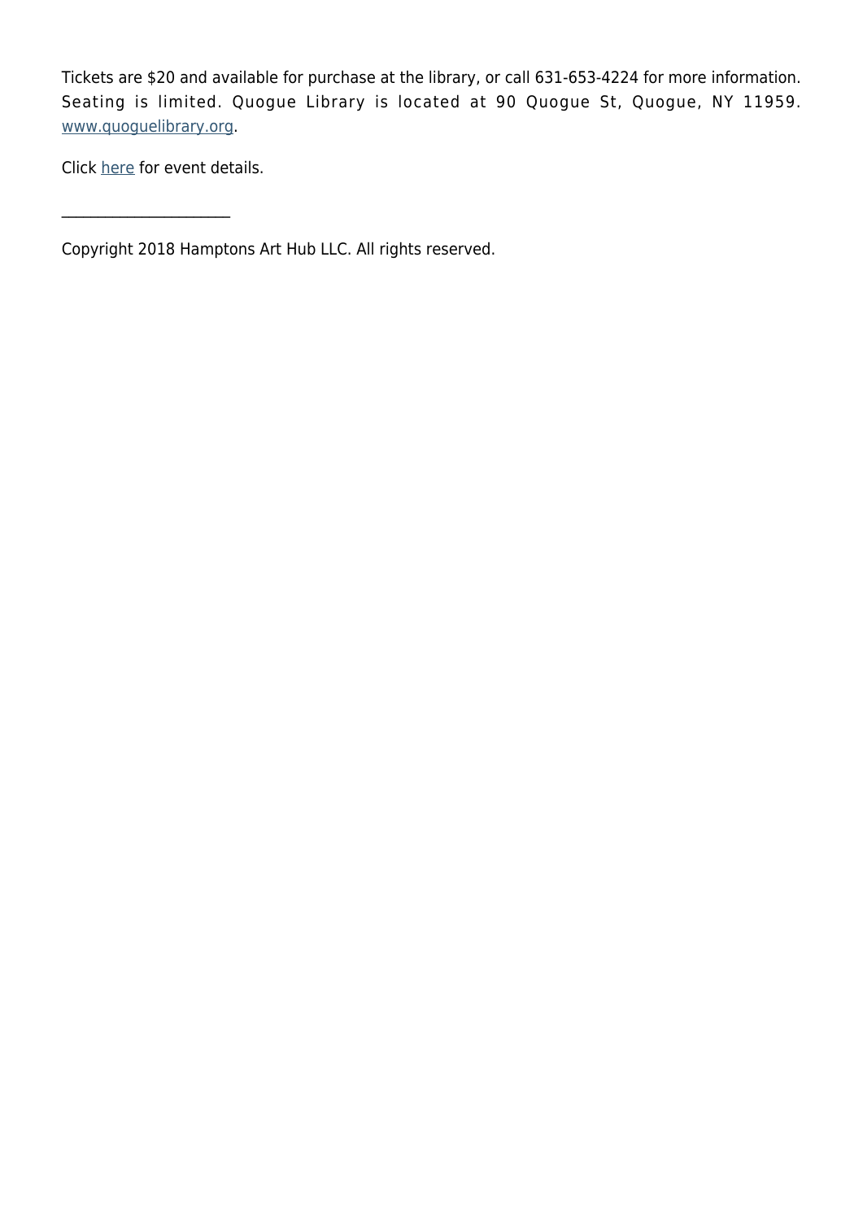Tickets are $20 and available for purchase at the library, or call 631-653-4224 for more information. Seating is limited. Quogue Library is located at 90 Quogue St, Quogue, NY 11959. www.quoguelibrary.org.

Click here for event details.

______________________

Copyright 2018 Hamptons Art Hub LLC. All rights reserved.